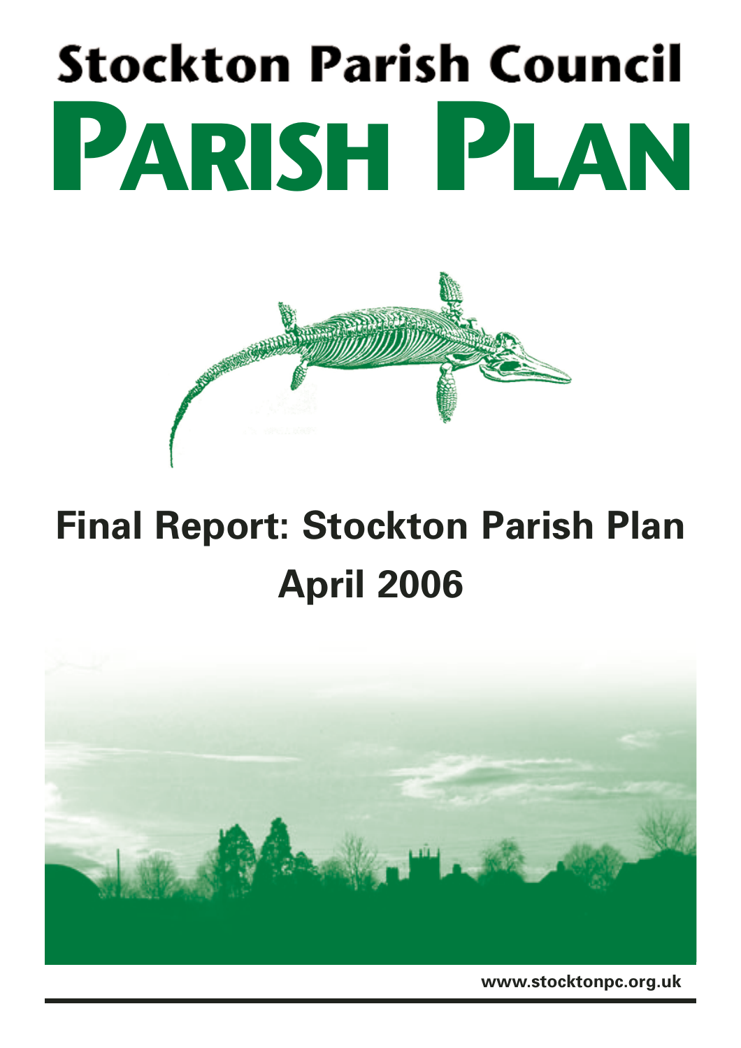# Stockton Parish Council

# PARISH PLAN

## Final Report: Stockton Parish Plan

## April 2006

www.stocktonpc.org.uk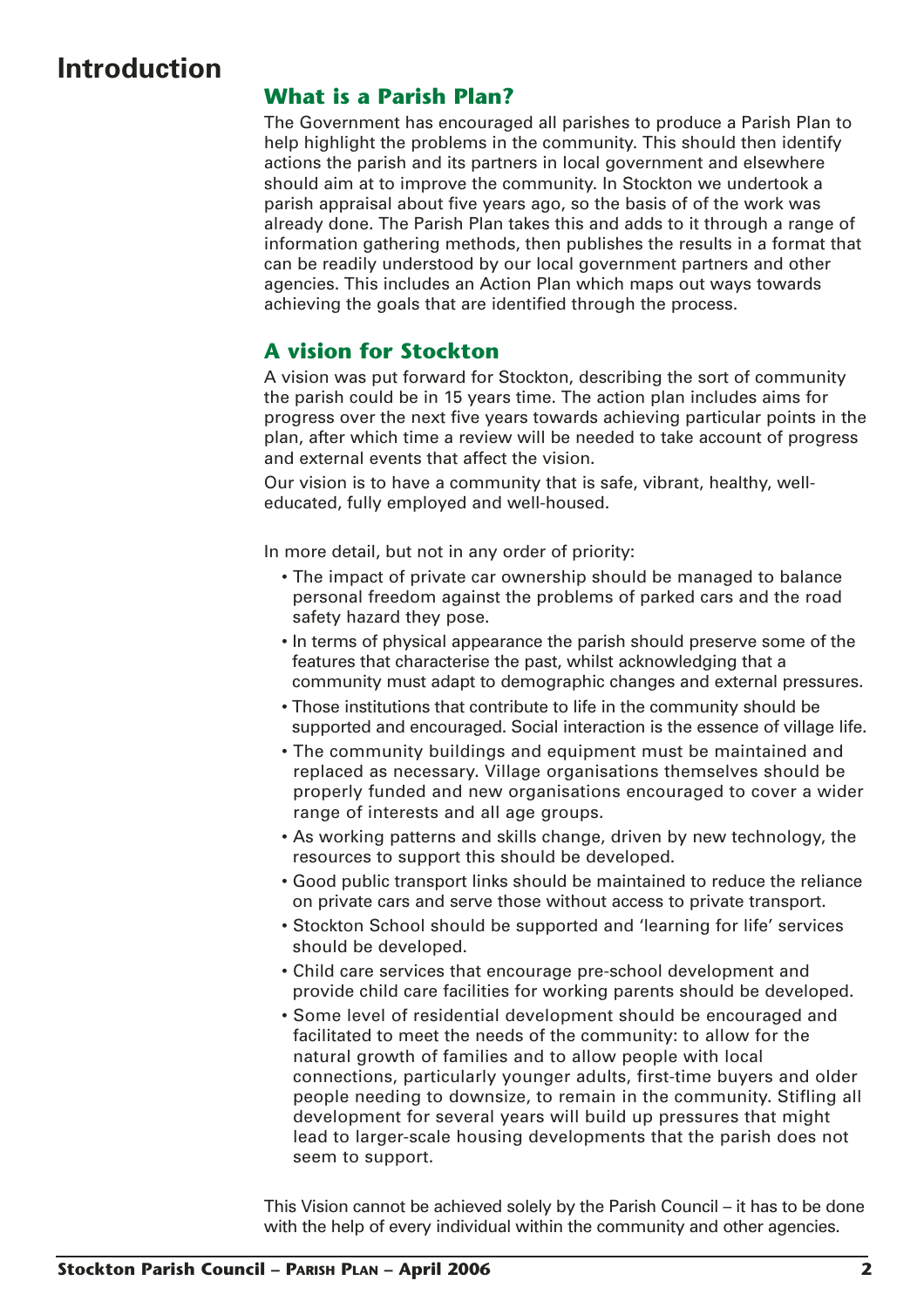# Introduction

## What is a Parish Plan?

The Government has encouraged all parishes to produce a Parish Plan to help highlight the problems in the community. This should then identify actions the parish and its partners in local government and elsewhere should aim at to improve the community. In Stockton we undertook a parish appraisal about five years ago, so the basis of of the work was already done. The Parish Plan takes this and adds to it through a range of information gathering methods, then publishes the results in a format that can be readily understood by our local government partners and other agencies. This includes an Action Plan which maps out ways towards achieving the goals that are identified through the process.

## A vision for Stockton

A vision was put forward for Stockton, describing the sort of community the parish could be in 15 years time. The action plan includes aims for progress over the next five years towards achieving particular points in the plan, after which time a review will be needed to take account of progress and external events that affect the vision.

Our vision is to have a community that is safe, vibrant, healthy, well-educated, fully employed and well-housed.

In more detail, but not in any order of priority:

- The impact of private car ownership should be managed to balance personal freedom against the problems of parked cars and the road safety hazard they pose.
- In terms of physical appearance the parish should preserve some of the features that characterise the past, whilst acknowledging that a community must adapt to demographic changes and external pressures.
- Those institutions that contribute to life in the community should be supported and encouraged. Social interaction is the essence of village life.
- The community buildings and equipment must be maintained and replaced as necessary. Village organisations themselves should be properly funded and new organisations encouraged to cover a wider range of interests and all age groups.
- As working patterns and skills change, driven by new technology, the resources to support this should be developed.
- Good public transport links should be maintained to reduce the reliance on private cars and serve those without access to private transport.
- Stockton School should be supported and 'learning for life' services should be developed.
- Child care services that encourage pre-school development and provide child care facilities for working parents should be developed.
- Some level of residential development should be encouraged and facilitated to meet the needs of the community: to allow for the natural growth of families and to allow people with local connections, particularly younger adults, first-time buyers and older people needing to downsize, to remain in the community. Stifling all development for several years will build up pressures that might lead to larger-scale housing developments that the parish does not seem to support.

This Vision cannot be achieved solely by the Parish Council – it has to be done with the help of every individual within the community and other agencies.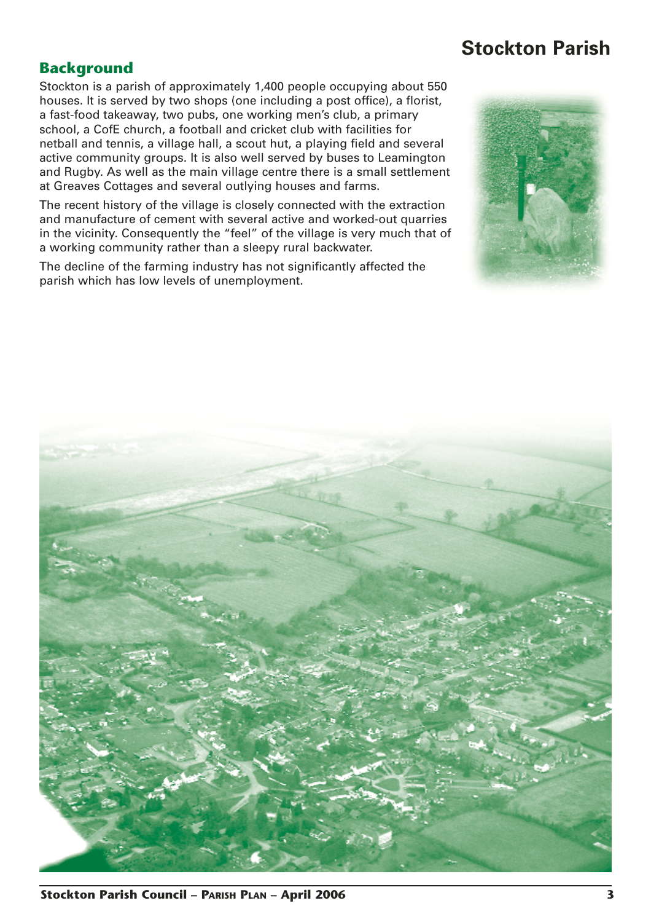# Stockton Parish

## Background

Stockton is a parish of approximately 1,400 people occupying about 550 houses. It is served by two shops (one including a post office), a florist, a fast-food takeaway, two pubs, one working men's club, a primary school, a CofE church, a football and cricket club with facilities for netball and tennis, a village hall, a scout hut, a playing field and several active community groups. It is also well served by buses to Leamington and Rugby. As well as the main village centre there is a small settlement at Greaves Cottages and several outlying houses and farms.

The recent history of the village is closely connected with the extraction and manufacture of cement with several active and worked-out quarries in the vicinity. Consequently the "feel" of the village is very much that of a working community rather than a sleepy rural backwater.

The decline of the farming industry has not significantly affected the parish which has low levels of unemployment.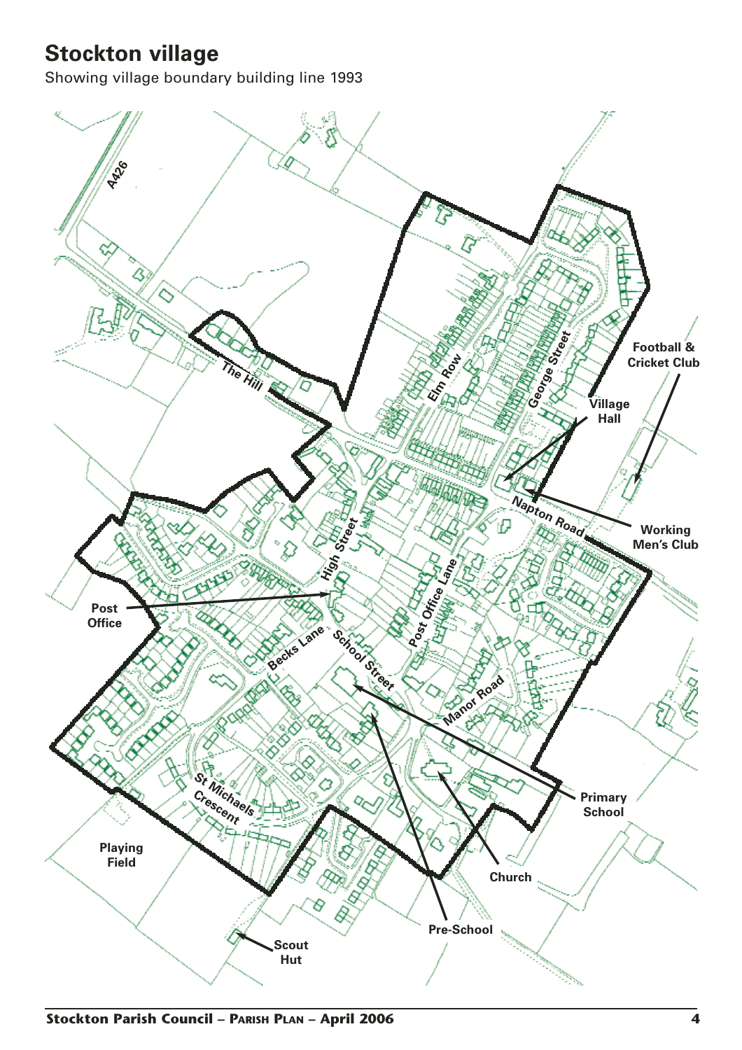# Stockton village

Showing village boundary building line 1993

A426

The Hill

Elm Row

George Street

Football & Cricket Club

Village Hall

Napton Road

Working Men's Club

High Street

Post Office

Post Office Lane

Becks Lane

School Street

Manor Road

Primary School

St Michaels Crescent

Playing Field

Church

Pre-School

Scout Hut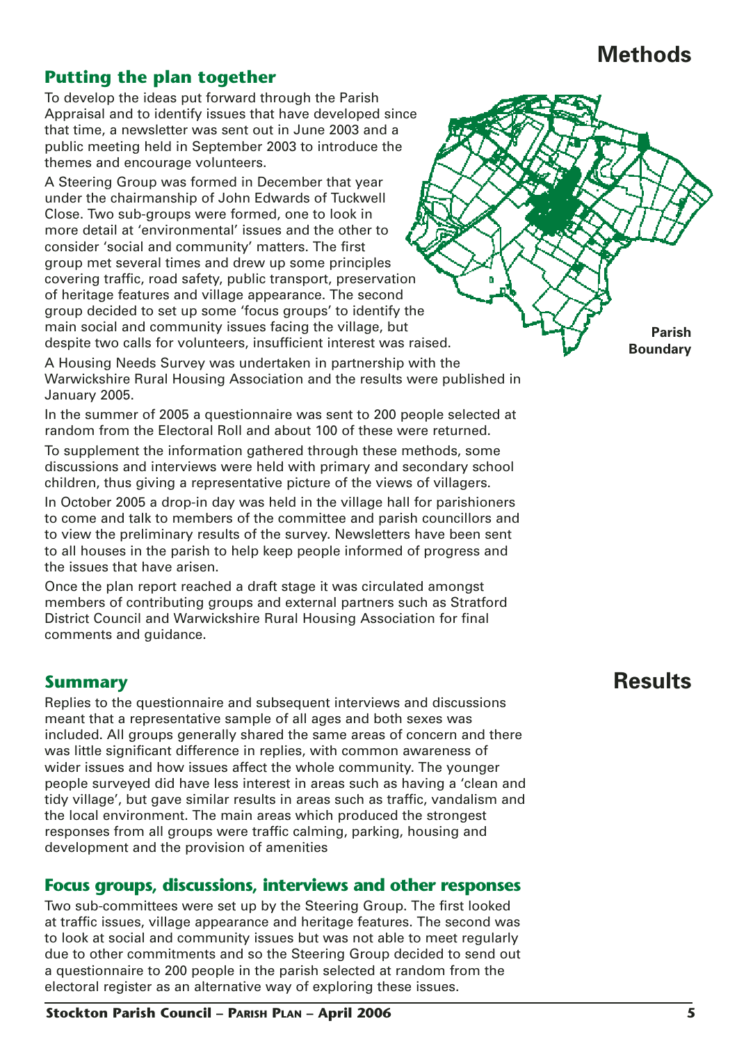# Methods

## Putting the plan together

To develop the ideas put forward through the Parish Appraisal and to identify issues that have developed since that time, a newsletter was sent out in June 2003 and a public meeting held in September 2003 to introduce the themes and encourage volunteers.

A Steering Group was formed in December that year under the chairmanship of John Edwards of Tuckwell Close. Two sub-groups were formed, one to look in more detail at 'environmental' issues and the other to consider 'social and community' matters. The first group met several times and drew up some principles covering traffic, road safety, public transport, preservation of heritage features and village appearance. The second group decided to set up some 'focus groups' to identify the main social and community issues facing the village, but despite two calls for volunteers, insufficient interest was raised.

A Housing Needs Survey was undertaken in partnership with the Warwickshire Rural Housing Association and the results were published in January 2005.

In the summer of 2005 a questionnaire was sent to 200 people selected at random from the Electoral Roll and about 100 of these were returned.

To supplement the information gathered through these methods, some discussions and interviews were held with primary and secondary school children, thus giving a representative picture of the views of villagers.

In October 2005 a drop-in day was held in the village hall for parishioners to come and talk to members of the committee and parish councillors and to view the preliminary results of the survey. Newsletters have been sent to all houses in the parish to help keep people informed of progress and the issues that have arisen.

Once the plan report reached a draft stage it was circulated amongst members of contributing groups and external partners such as Stratford District Council and Warwickshire Rural Housing Association for final comments and guidance.

**Parish Boundary**

# Results

## Summary

Replies to the questionnaire and subsequent interviews and discussions meant that a representative sample of all ages and both sexes was included. All groups generally shared the same areas of concern and there was little significant difference in replies, with common awareness of wider issues and how issues affect the whole community. The younger people surveyed did have less interest in areas such as having a 'clean and tidy village', but gave similar results in areas such as traffic, vandalism and the local environment. The main areas which produced the strongest responses from all groups were traffic calming, parking, housing and development and the provision of amenities

## Focus groups, discussions, interviews and other responses

Two sub-committees were set up by the Steering Group. The first looked at traffic issues, village appearance and heritage features. The second was to look at social and community issues but was not able to meet regularly due to other commitments and so the Steering Group decided to send out a questionnaire to 200 people in the parish selected at random from the electoral register as an alternative way of exploring these issues.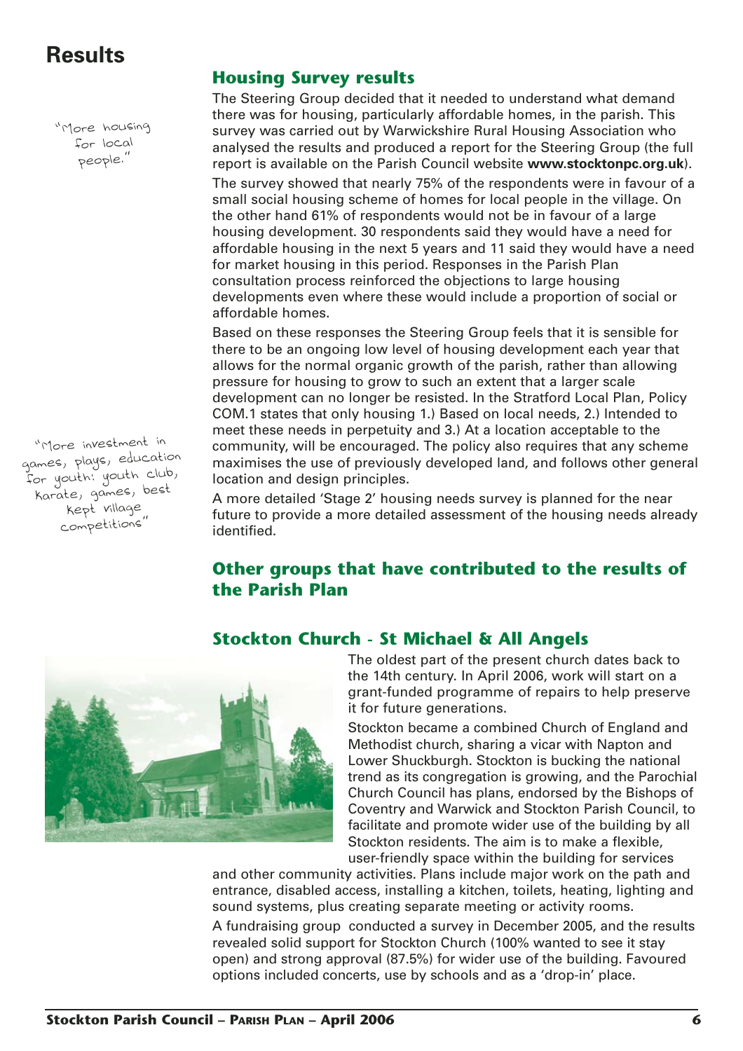# Results

"More housing for local people."

## Housing Survey results

The Steering Group decided that it needed to understand what demand there was for housing, particularly affordable homes, in the parish. This survey was carried out by Warwickshire Rural Housing Association who analysed the results and produced a report for the Steering Group (the full report is available on the Parish Council website **www.stocktonpc.org.uk**).

The survey showed that nearly 75% of the respondents were in favour of a small social housing scheme of homes for local people in the village. On the other hand 61% of respondents would not be in favour of a large housing development. 30 respondents said they would have a need for affordable housing in the next 5 years and 11 said they would have a need for market housing in this period. Responses in the Parish Plan consultation process reinforced the objections to large housing developments even where these would include a proportion of social or affordable homes.

Based on these responses the Steering Group feels that it is sensible for there to be an ongoing low level of housing development each year that allows for the normal organic growth of the parish, rather than allowing pressure for housing to grow to such an extent that a larger scale development can no longer be resisted. In the Stratford Local Plan, Policy COM.1 states that only housing 1.) Based on local needs, 2.) Intended to meet these needs in perpetuity and 3.) At a location acceptable to the community, will be encouraged. The policy also requires that any scheme maximises the use of previously developed land, and follows other general location and design principles.

A more detailed 'Stage 2' housing needs survey is planned for the near future to provide a more detailed assessment of the housing needs already identified.

"More investment in games, plays, education for youth: youth club, karate, games, best kept village competitions"

## Other groups that have contributed to the results of the Parish Plan

## Stockton Church - St Michael & All Angels

The oldest part of the present church dates back to the 14th century. In April 2006, work will start on a grant-funded programme of repairs to help preserve it for future generations.

Stockton became a combined Church of England and Methodist church, sharing a vicar with Napton and Lower Shuckburgh. Stockton is bucking the national trend as its congregation is growing, and the Parochial Church Council has plans, endorsed by the Bishops of Coventry and Warwick and Stockton Parish Council, to facilitate and promote wider use of the building by all Stockton residents. The aim is to make a flexible, user-friendly space within the building for services and other community activities. Plans include major work on the path and entrance, disabled access, installing a kitchen, toilets, heating, lighting and sound systems, plus creating separate meeting or activity rooms.

A fundraising group conducted a survey in December 2005, and the results revealed solid support for Stockton Church (100% wanted to see it stay open) and strong approval (87.5%) for wider use of the building. Favoured options included concerts, use by schools and as a 'drop-in' place.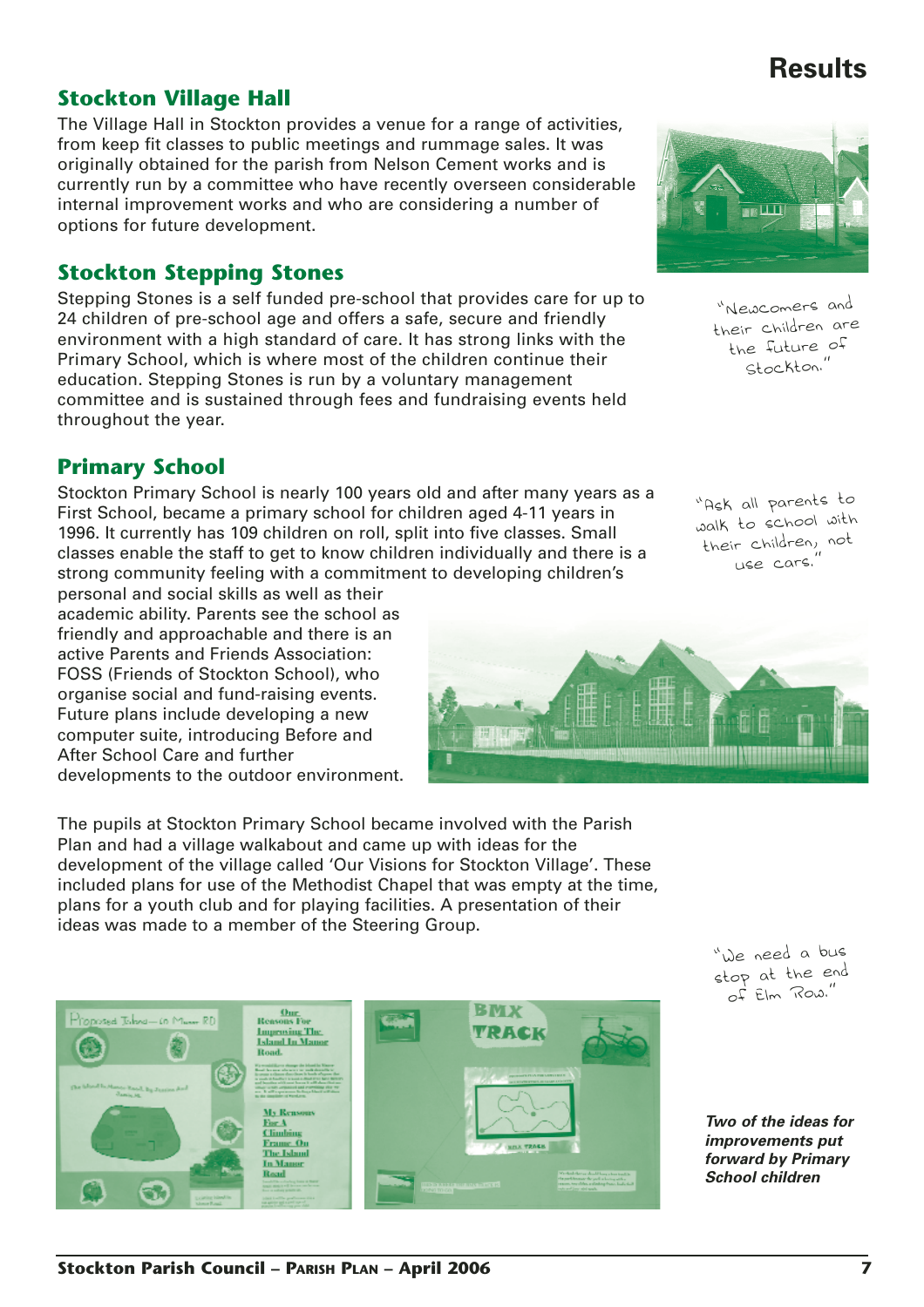# Results

## Stockton Village Hall

The Village Hall in Stockton provides a venue for a range of activities, from keep fit classes to public meetings and rummage sales. It was originally obtained for the parish from Nelson Cement works and is currently run by a committee who have recently overseen considerable internal improvement works and who are considering a number of options for future development.

"Newcomers and their children are the future of Stockton."

## Stockton Stepping Stones

Stepping Stones is a self funded pre-school that provides care for up to 24 children of pre-school age and offers a safe, secure and friendly environment with a high standard of care. It has strong links with the Primary School, which is where most of the children continue their education. Stepping Stones is run by a voluntary management committee and is sustained through fees and fundraising events held throughout the year.

## Primary School

Stockton Primary School is nearly 100 years old and after many years as a First School, became a primary school for children aged 4-11 years in 1996. It currently has 109 children on roll, split into five classes. Small classes enable the staff to get to know children individually and there is a strong community feeling with a commitment to developing children's personal and social skills as well as their academic ability. Parents see the school as friendly and approachable and there is an active Parents and Friends Association: FOSS (Friends of Stockton School), who organise social and fund-raising events. Future plans include developing a new computer suite, introducing Before and After School Care and further developments to the outdoor environment.

"Ask all parents to walk to school with their children, not use cars."

The pupils at Stockton Primary School became involved with the Parish Plan and had a village walkabout and came up with ideas for the development of the village called 'Our Visions for Stockton Village'. These included plans for use of the Methodist Chapel that was empty at the time, plans for a youth club and for playing facilities. A presentation of their ideas was made to a member of the Steering Group.

"We need a bus stop at the end of Elm Row."

*Two of the ideas for improvements put forward by Primary School children*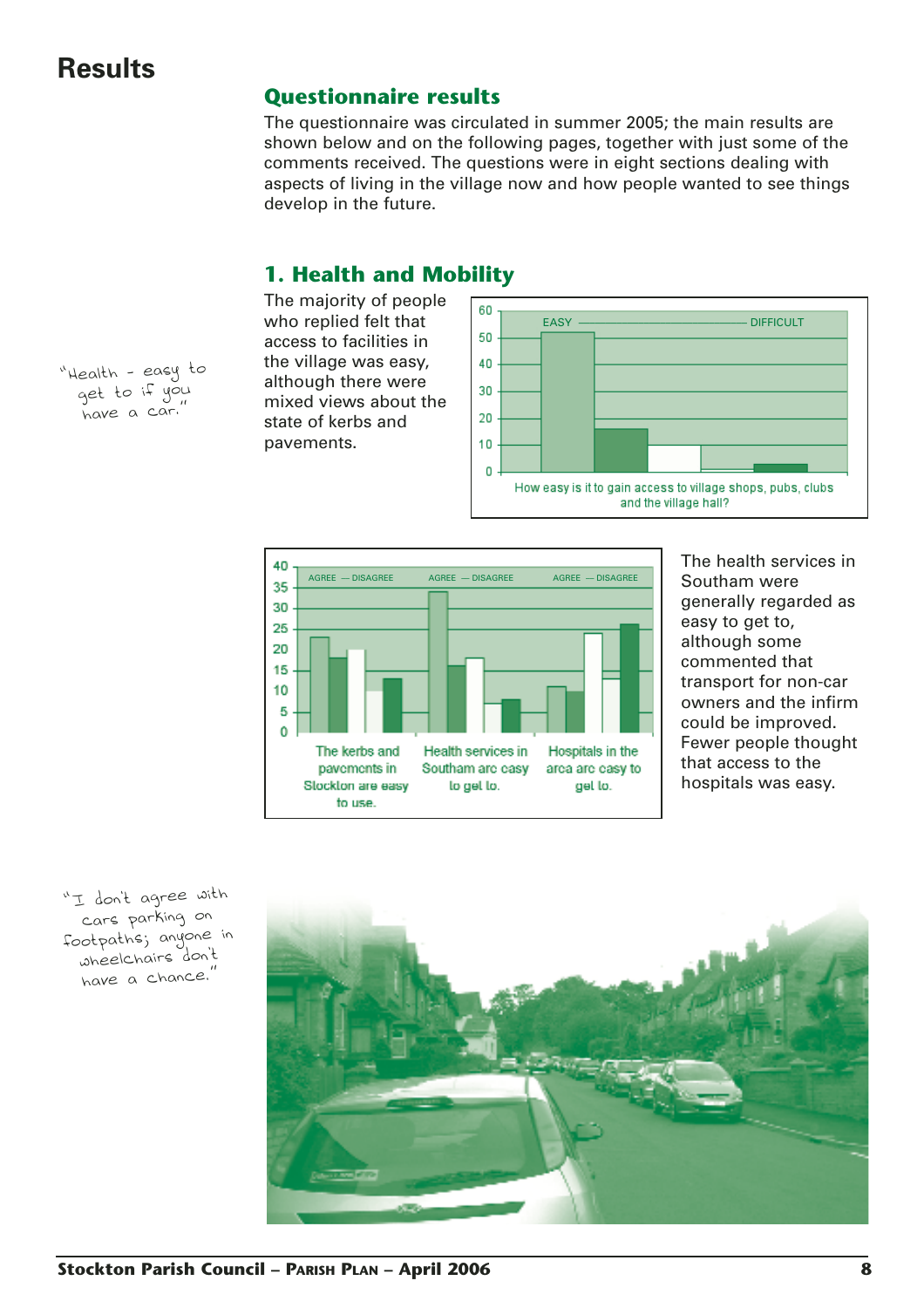# Results

## Questionnaire results

The questionnaire was circulated in summer 2005; the main results are shown below and on the following pages, together with just some of the comments received. The questions were in eight sections dealing with aspects of living in the village now and how people wanted to see things develop in the future.

## 1. Health and Mobility

The majority of people who replied felt that access to facilities in the village was easy, although there were mixed views about the state of kerbs and pavements.

"Health - easy to get to if you have a car."

EASY — DIFFICULT

How easy is it to gain access to village shops, pubs, clubs and the village hall?

AGREE — DISAGREE

The kerbs and pavements in Stockton are easy to use.

Health services in Southam are easy to get to.

Hospitals in the area are easy to get to.

The health services in Southam were generally regarded as easy to get to, although some commented that transport for non-car owners and the infirm could be improved. Fewer people thought that access to the hospitals was easy.

"I don't agree with cars parking on footpaths; anyone in wheelchairs don't have a chance."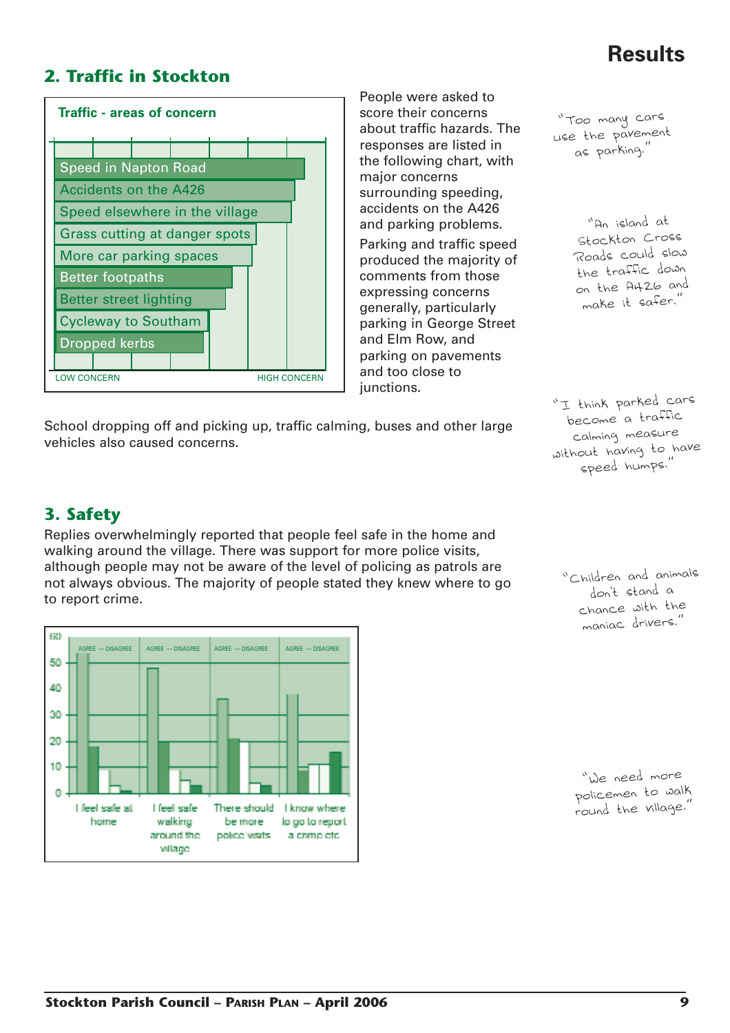# Results

## 2. Traffic in Stockton

**Traffic - areas of concern**

- Speed in Napton Road
- Accidents on the A426
- Speed elsewhere in the village
- Grass cutting at danger spots
- More car parking spaces
- Better footpaths
- Better street lighting
- Cycleway to Southam
- Dropped kerbs

LOW CONCERN — HIGH CONCERN

People were asked to score their concerns about traffic hazards. The responses are listed in the following chart, with major concerns surrounding speeding, accidents on the A426 and parking problems.

Parking and traffic speed produced the majority of comments from those expressing concerns generally, particularly parking in George Street and Elm Row, and parking on pavements and too close to junctions.

School dropping off and picking up, traffic calming, buses and other large vehicles also caused concerns.

"Too many cars use the pavement as parking."

"An island at Stockton Cross Roads could slow the traffic down on the A426 and make it safer."

"I think parked cars become a traffic calming measure without having to have speed humps."

## 3. Safety

Replies overwhelmingly reported that people feel safe in the home and walking around the village. There was support for more police visits, although people may not be aware of the level of policing as patrols are not always obvious. The majority of people stated they knew where to go to report crime.

AGREE — DISAGREE

- I feel safe at home
- I feel safe walking around the village
- There should be more police visits
- I know where to go to report a crime etc

"Children and animals don't stand a chance with the maniac drivers."

"We need more policemen to walk round the village."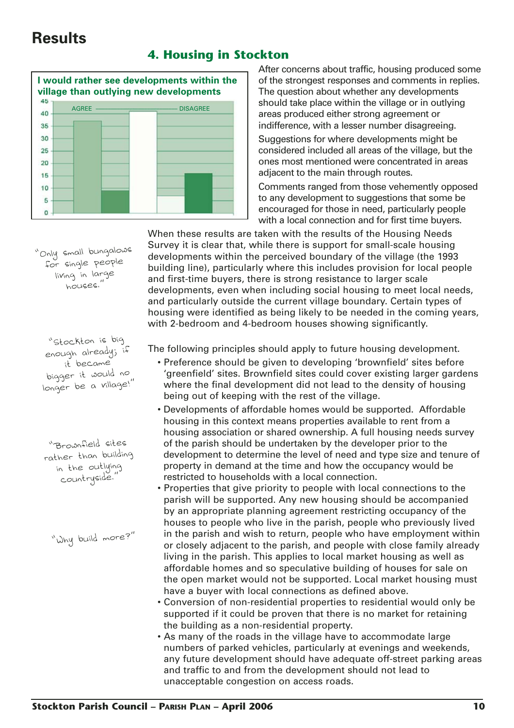# Results

## 4. Housing in Stockton

**I would rather see developments within the village than outlying new developments**

| AGREE | | | DISAGREE |
|---|---|---|---|
| ~37 | ~9 | ~41 | ~7 | ~16 |

After concerns about traffic, housing produced some of the strongest responses and comments in replies. The question about whether any developments should take place within the village or in outlying areas produced either strong agreement or indifference, with a lesser number disagreeing.

Suggestions for where developments might be considered included all areas of the village, but the ones most mentioned were concentrated in areas adjacent to the main through routes.

Comments ranged from those vehemently opposed to any development to suggestions that some be encouraged for those in need, particularly people with a local connection and for first time buyers.

When these results are taken with the results of the Housing Needs Survey it is clear that, while there is support for small-scale housing developments within the perceived boundary of the village (the 1993 building line), particularly where this includes provision for local people and first-time buyers, there is strong resistance to larger scale developments, even when including social housing to meet local needs, and particularly outside the current village boundary. Certain types of housing were identified as being likely to be needed in the coming years, with 2-bedroom and 4-bedroom houses showing significantly.

"Only small bungalows for single people living in large houses."

"Stockton is big enough already; if it became bigger it would no longer be a village!"

"Brownfield sites rather than building in the outlying countryside."

"Why build more?"

The following principles should apply to future housing development.

- Preference should be given to developing 'brownfield' sites before 'greenfield' sites. Brownfield sites could cover existing larger gardens where the final development did not lead to the density of housing being out of keeping with the rest of the village.
- Developments of affordable homes would be supported. Affordable housing in this context means properties available to rent from a housing association or shared ownership. A full housing needs survey of the parish should be undertaken by the developer prior to the development to determine the level of need and type size and tenure of property in demand at the time and how the occupancy would be restricted to households with a local connection.
- Properties that give priority to people with local connections to the parish will be supported. Any new housing should be accompanied by an appropriate planning agreement restricting occupancy of the houses to people who live in the parish, people who previously lived in the parish and wish to return, people who have employment within or closely adjacent to the parish, and people with close family already living in the parish. This applies to local market housing as well as affordable homes and so speculative building of houses for sale on the open market would not be supported. Local market housing must have a buyer with local connections as defined above.
- Conversion of non-residential properties to residential would only be supported if it could be proven that there is no market for retaining the building as a non-residential property.
- As many of the roads in the village have to accommodate large numbers of parked vehicles, particularly at evenings and weekends, any future development should have adequate off-street parking areas and traffic to and from the development should not lead to unacceptable congestion on access roads.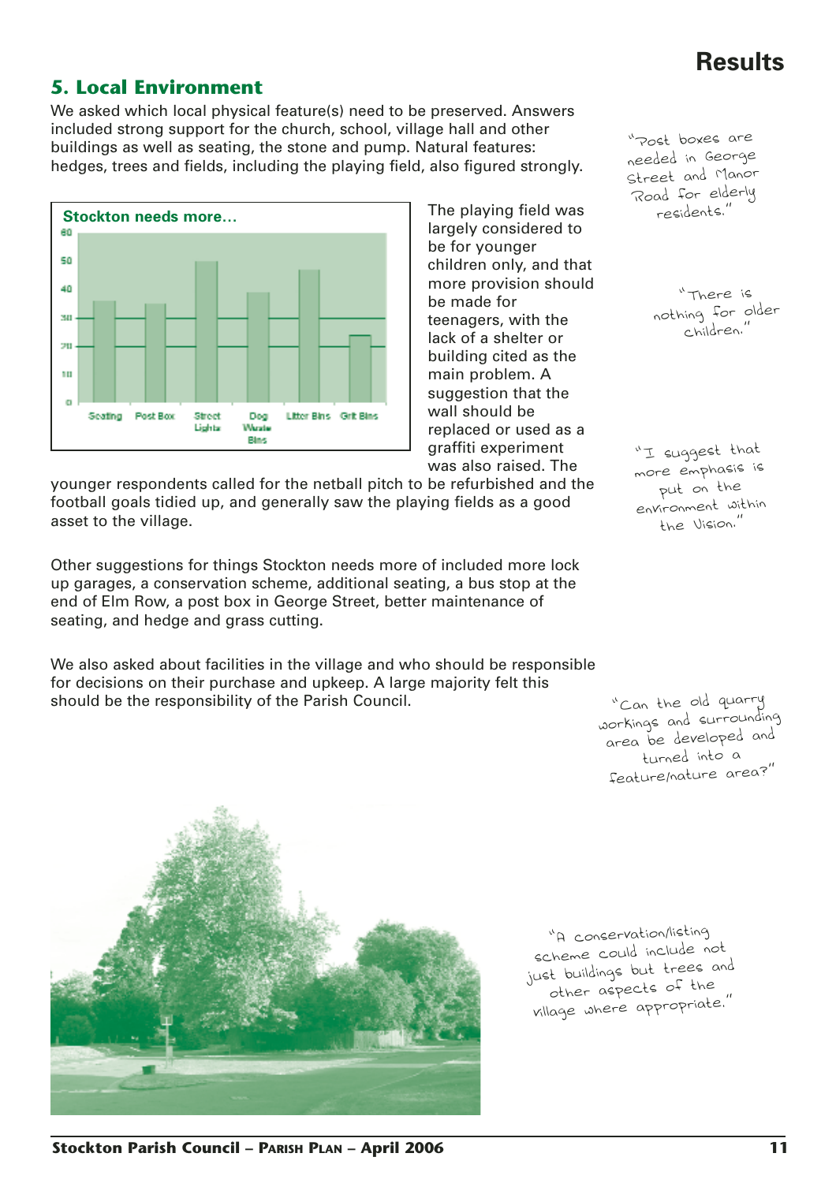## 5. Local Environment

We asked which local physical feature(s) need to be preserved. Answers included strong support for the church, school, village hall and other buildings as well as seating, the stone and pump. Natural features: hedges, trees and fields, including the playing field, also figured strongly.

**Stockton needs more...**

| Item | Approx. value |
|---|---|
| Seating | 36 |
| Post Box | 35 |
| Street Lights | 50 |
| Dog Waste Bins | 39 |
| Litter Bins | 48 |
| Grit Bins | 24 |

The playing field was largely considered to be for younger children only, and that more provision should be made for teenagers, with the lack of a shelter or building cited as the main problem. A suggestion that the wall should be replaced or used as a graffiti experiment was also raised. The younger respondents called for the netball pitch to be refurbished and the football goals tidied up, and generally saw the playing fields as a good asset to the village.

Other suggestions for things Stockton needs more of included more lock up garages, a conservation scheme, additional seating, a bus stop at the end of Elm Row, a post box in George Street, better maintenance of seating, and hedge and grass cutting.

We also asked about facilities in the village and who should be responsible for decisions on their purchase and upkeep. A large majority felt this should be the responsibility of the Parish Council.

"Post boxes are needed in George Street and Manor Road for elderly residents."

"There is nothing for older children."

"I suggest that more emphasis is put on the environment within the Vision."

"Can the old quarry workings and surrounding area be developed and turned into a feature/nature area?"

"A conservation/listing scheme could include not just buildings but trees and other aspects of the village where appropriate."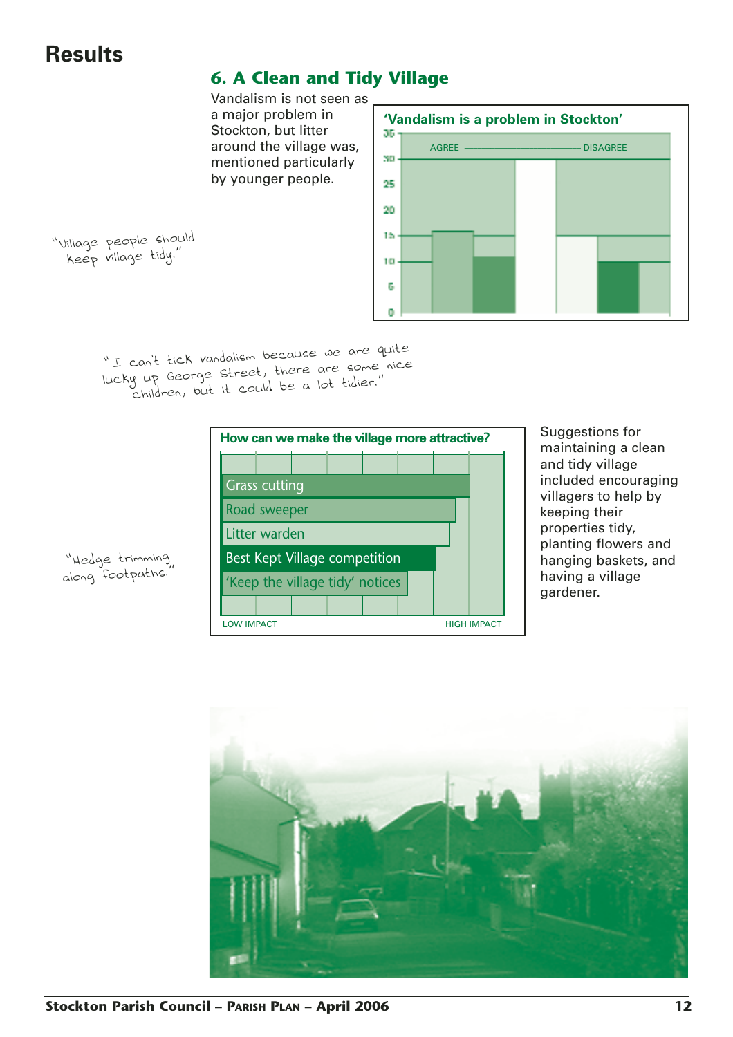# Results

## 6. A Clean and Tidy Village

Vandalism is not seen as a major problem in Stockton, but litter around the village was, mentioned particularly by younger people.

**'Vandalism is a problem in Stockton'**

AGREE — DISAGREE

"Village people should keep village tidy."

"I can't tick vandalism because we are quite lucky up George Street, there are some nice children, but it could be a lot tidier."

**How can we make the village more attractive?**

- Grass cutting
- Road sweeper
- Litter warden
- Best Kept Village competition
- 'Keep the village tidy' notices

LOW IMPACT — HIGH IMPACT

"Hedge trimming along footpaths."

Suggestions for maintaining a clean and tidy village included encouraging villagers to help by keeping their properties tidy, planting flowers and hanging baskets, and having a village gardener.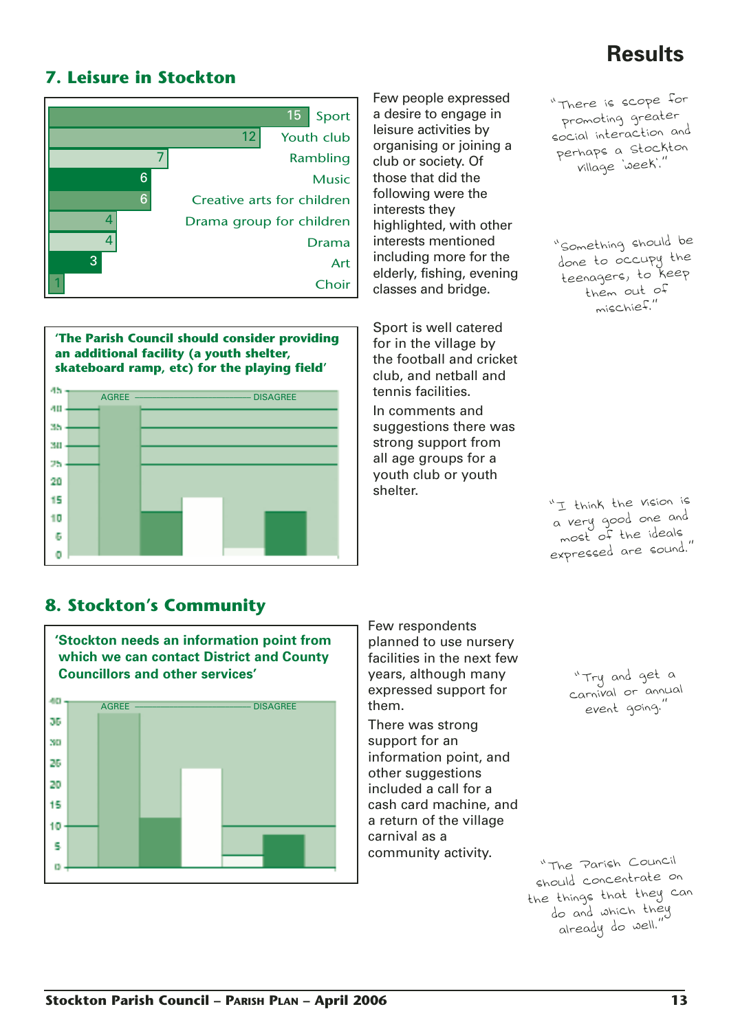# Results

## 7. Leisure in Stockton

| Activity | Count |
|---|---|
| Sport | 15 |
| Youth club | 12 |
| Rambling | 7 |
| Music | 6 |
| Creative arts for children | 6 |
| Drama group for children | 4 |
| Drama | 4 |
| Art | 3 |
| Choir | 1 |

Few people expressed a desire to engage in leisure activities by organising or joining a club or society. Of those that did the following were the interests they highlighted, with other interests mentioned including more for the elderly, fishing, evening classes and bridge.

"There is scope for promoting greater social interaction and perhaps a Stockton village 'week'."

**'The Parish Council should consider providing an additional facility (a youth shelter, skateboard ramp, etc) for the playing field'**

AGREE ——— DISAGREE

Sport is well catered for in the village by the football and cricket club, and netball and tennis facilities.

In comments and suggestions there was strong support from all age groups for a youth club or youth shelter.

"Something should be done to occupy the teenagers, to keep them out of mischief."

"I think the vision is a very good one and most of the ideals expressed are sound."

## 8. Stockton's Community

**'Stockton needs an information point from which we can contact District and County Councillors and other services'**

AGREE ——— DISAGREE

Few respondents planned to use nursery facilities in the next few years, although many expressed support for them.

There was strong support for an information point, and other suggestions included a call for a cash card machine, and a return of the village carnival as a community activity.

"Try and get a carnival or annual event going."

"The Parish Council should concentrate on the things that they can do and which they already do well."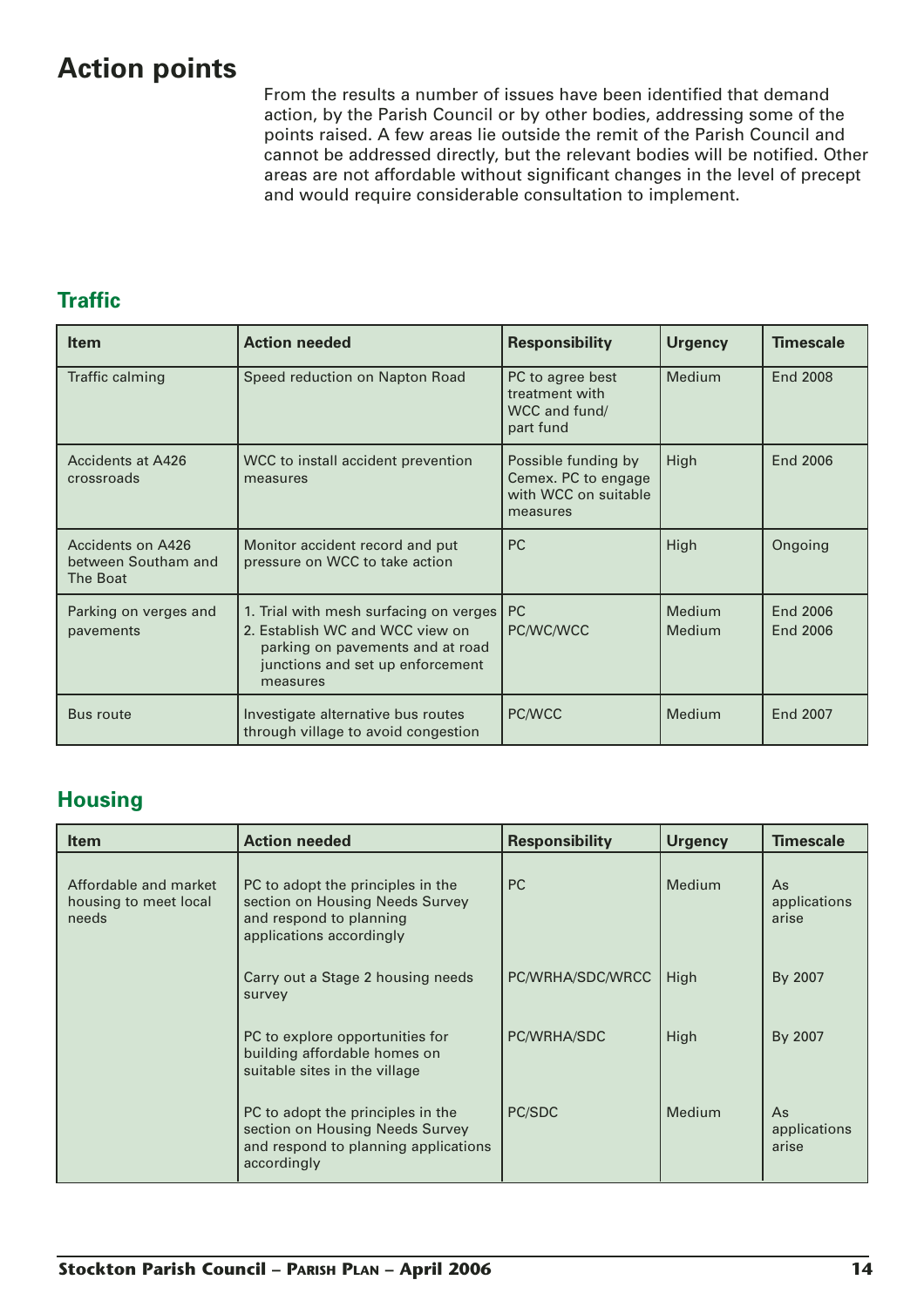# Action points

From the results a number of issues have been identified that demand action, by the Parish Council or by other bodies, addressing some of the points raised. A few areas lie outside the remit of the Parish Council and cannot be addressed directly, but the relevant bodies will be notified. Other areas are not affordable without significant changes in the level of precept and would require considerable consultation to implement.

## Traffic

| Item | Action needed | Responsibility | Urgency | Timescale |
|---|---|---|---|---|
| Traffic calming | Speed reduction on Napton Road | PC to agree best treatment with WCC and fund/ part fund | Medium | End 2008 |
| Accidents at A426 crossroads | WCC to install accident prevention measures | Possible funding by Cemex. PC to engage with WCC on suitable measures | High | End 2006 |
| Accidents on A426 between Southam and The Boat | Monitor accident record and put pressure on WCC to take action | PC | High | Ongoing |
| Parking on verges and pavements | 1. Trial with mesh surfacing on verges<br>2. Establish WC and WCC view on parking on pavements and at road junctions and set up enforcement measures | PC<br>PC/WC/WCC | Medium<br>Medium | End 2006<br>End 2006 |
| Bus route | Investigate alternative bus routes through village to avoid congestion | PC/WCC | Medium | End 2007 |

## Housing

| Item | Action needed | Responsibility | Urgency | Timescale |
|---|---|---|---|---|
| Affordable and market housing to meet local needs | PC to adopt the principles in the section on Housing Needs Survey and respond to planning applications accordingly | PC | Medium | As applications arise |
| | Carry out a Stage 2 housing needs survey | PC/WRHA/SDC/WRCC | High | By 2007 |
| | PC to explore opportunities for building affordable homes on suitable sites in the village | PC/WRHA/SDC | High | By 2007 |
| | PC to adopt the principles in the section on Housing Needs Survey and respond to planning applications accordingly | PC/SDC | Medium | As applications arise |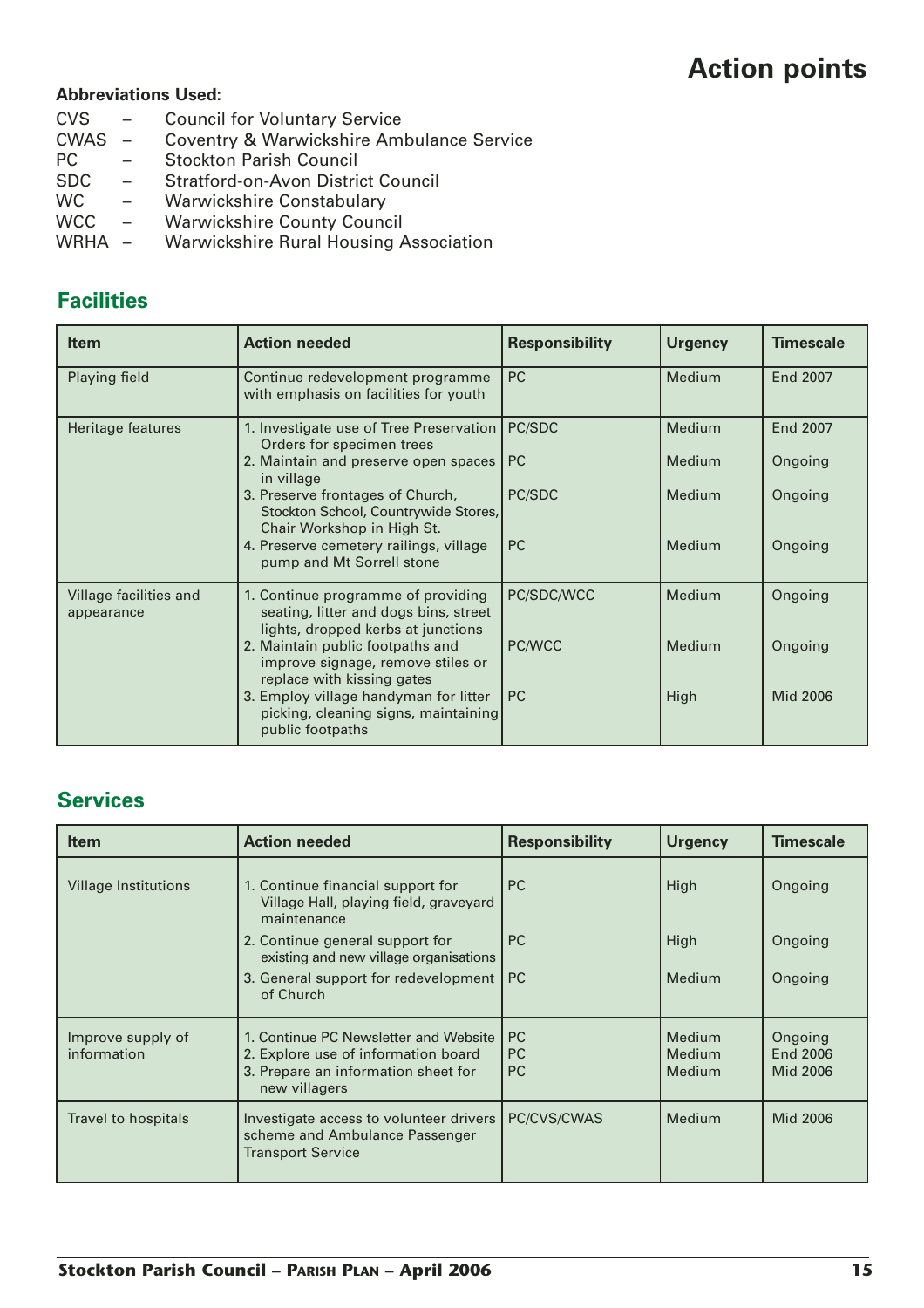# Action points

**Abbreviations Used:**

CVS – Council for Voluntary Service
CWAS – Coventry & Warwickshire Ambulance Service
PC – Stockton Parish Council
SDC – Stratford-on-Avon District Council
WC – Warwickshire Constabulary
WCC – Warwickshire County Council
WRHA – Warwickshire Rural Housing Association

## Facilities

| Item | Action needed | Responsibility | Urgency | Timescale |
|---|---|---|---|---|
| Playing field | Continue redevelopment programme with emphasis on facilities for youth | PC | Medium | End 2007 |
| Heritage features | 1. Investigate use of Tree Preservation Orders for specimen trees | PC/SDC | Medium | End 2007 |
| | 2. Maintain and preserve open spaces in village | PC | Medium | Ongoing |
| | 3. Preserve frontages of Church, Stockton School, Countrywide Stores, Chair Workshop in High St. | PC/SDC | Medium | Ongoing |
| | 4. Preserve cemetery railings, village pump and Mt Sorrell stone | PC | Medium | Ongoing |
| Village facilities and appearance | 1. Continue programme of providing seating, litter and dogs bins, street lights, dropped kerbs at junctions | PC/SDC/WCC | Medium | Ongoing |
| | 2. Maintain public footpaths and improve signage, remove stiles or replace with kissing gates | PC/WCC | Medium | Ongoing |
| | 3. Employ village handyman for litter picking, cleaning signs, maintaining public footpaths | PC | High | Mid 2006 |

## Services

| Item | Action needed | Responsibility | Urgency | Timescale |
|---|---|---|---|---|
| Village Institutions | 1. Continue financial support for Village Hall, playing field, graveyard maintenance | PC | High | Ongoing |
| | 2. Continue general support for existing and new village organisations | PC | High | Ongoing |
| | 3. General support for redevelopment of Church | PC | Medium | Ongoing |
| Improve supply of information | 1. Continue PC Newsletter and Website | PC | Medium | Ongoing |
| | 2. Explore use of information board | PC | Medium | End 2006 |
| | 3. Prepare an information sheet for new villagers | PC | Medium | Mid 2006 |
| Travel to hospitals | Investigate access to volunteer drivers scheme and Ambulance Passenger Transport Service | PC/CVS/CWAS | Medium | Mid 2006 |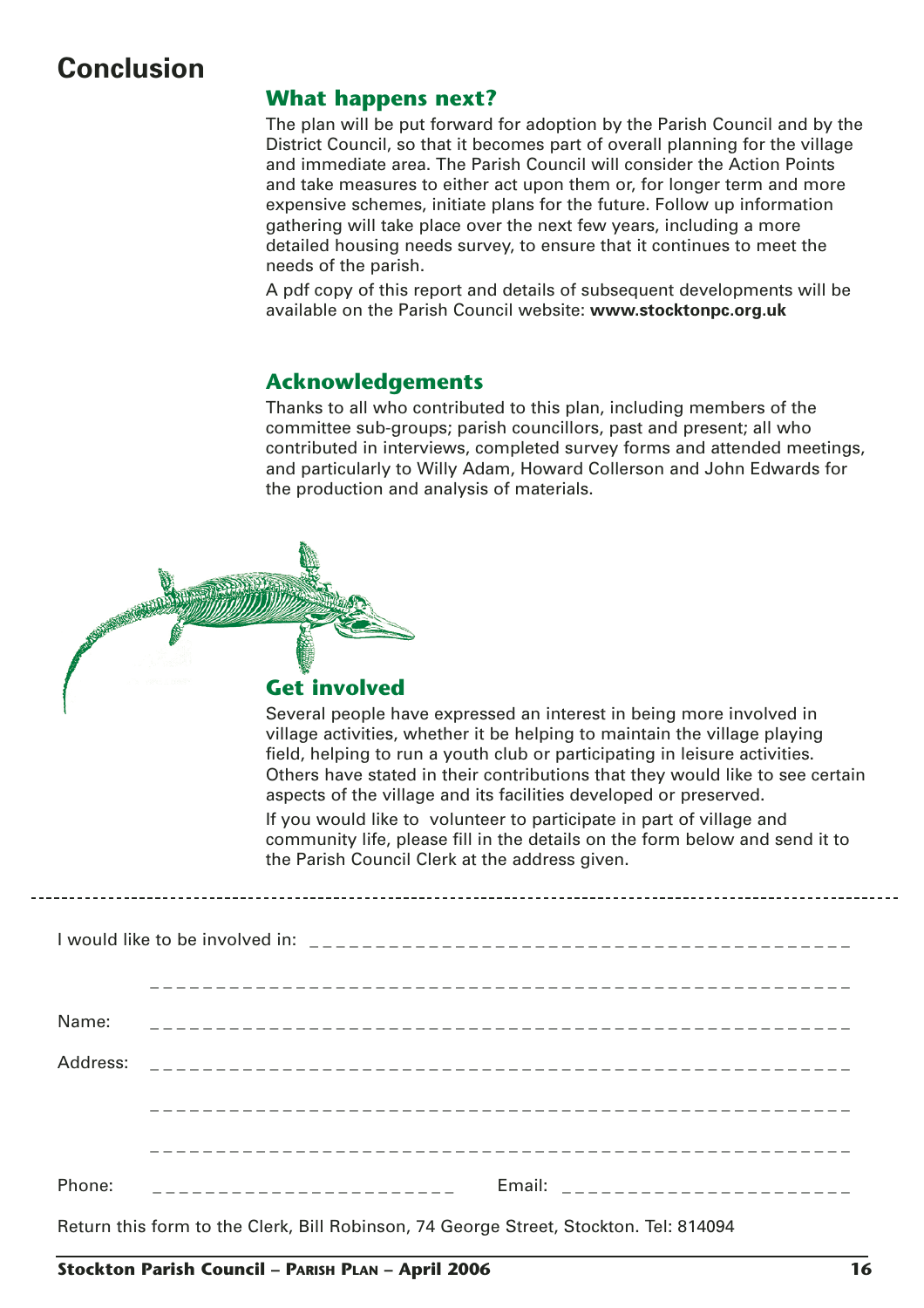# Conclusion

## What happens next?

The plan will be put forward for adoption by the Parish Council and by the District Council, so that it becomes part of overall planning for the village and immediate area. The Parish Council will consider the Action Points and take measures to either act upon them or, for longer term and more expensive schemes, initiate plans for the future. Follow up information gathering will take place over the next few years, including a more detailed housing needs survey, to ensure that it continues to meet the needs of the parish.

A pdf copy of this report and details of subsequent developments will be available on the Parish Council website: **www.stocktonpc.org.uk**

## Acknowledgements

Thanks to all who contributed to this plan, including members of the committee sub-groups; parish councillors, past and present; all who contributed in interviews, completed survey forms and attended meetings, and particularly to Willy Adam, Howard Collerson and John Edwards for the production and analysis of materials.

## Get involved

Several people have expressed an interest in being more involved in village activities, whether it be helping to maintain the village playing field, helping to run a youth club or participating in leisure activities. Others have stated in their contributions that they would like to see certain aspects of the village and its facilities developed or preserved.

If you would like to volunteer to participate in part of village and community life, please fill in the details on the form below and send it to the Parish Council Clerk at the address given.

---

I would like to be involved in: ________________________________________

________________________________________

Name: ________________________________________

Address: ________________________________________

________________________________________

________________________________________

Phone: ______________________ Email: ______________________

Return this form to the Clerk, Bill Robinson, 74 George Street, Stockton. Tel: 814094